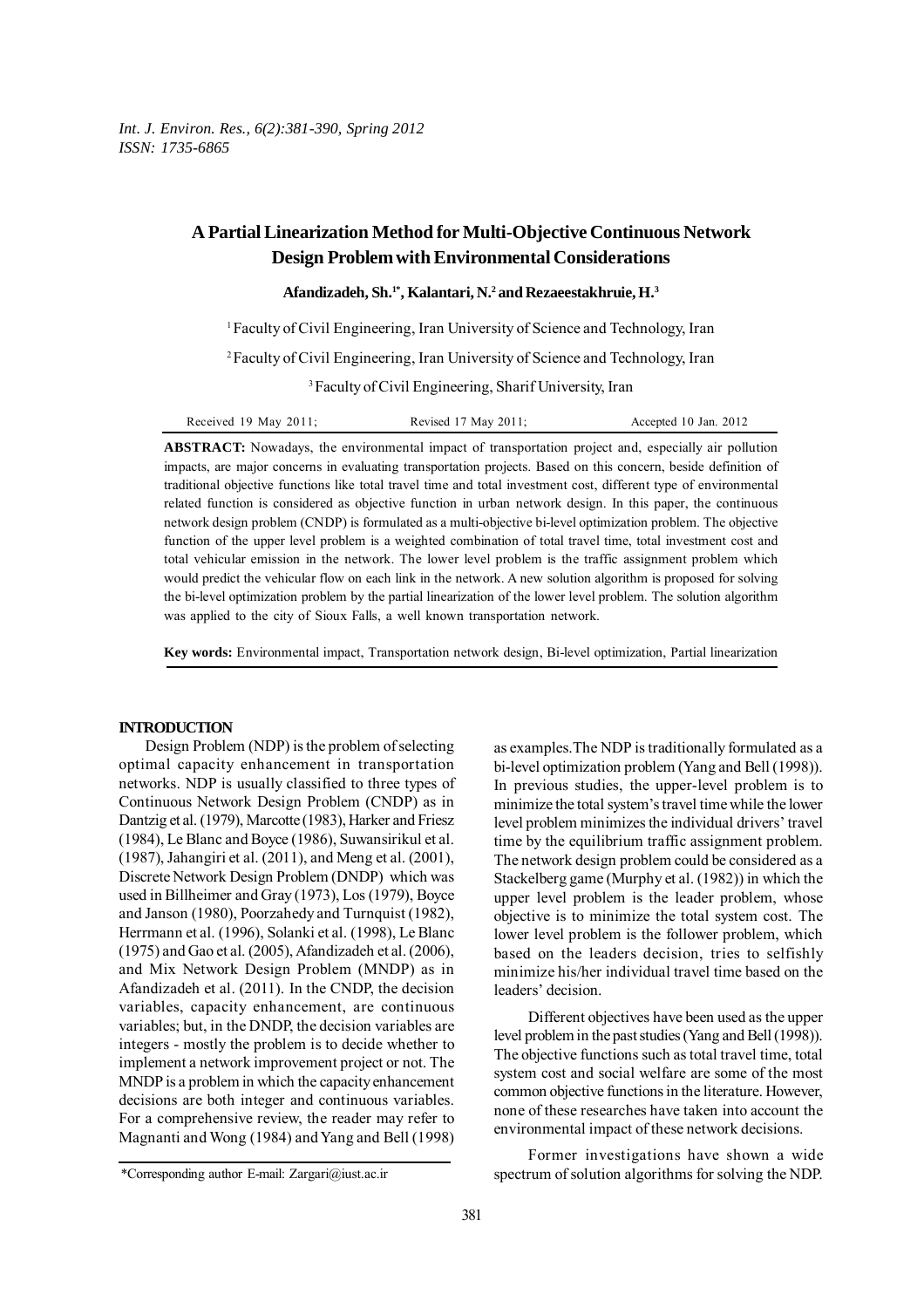# A Partial Linearization Method for Multi-Objective Continuous Network Design Problem with Environmental Considerations

**Afandizadeh, Sh.[1*], Kalantari, N.[2] and Rezaeestakhruie, H.[3]**

[1] Faculty of Civil Engineering, Iran University of Science and Technology, Iran

[2] Faculty of Civil Engineering, Iran University of Science and Technology, Iran

[3] Faculty of Civil Engineering, Sharif University, Iran

Received 19 May 2011; Revised 17 May 2011; Accepted 10 Jan. 2012

**ABSTRACT:** Nowadays, the environmental impact of transportation project and, especially air pollution impacts, are major concerns in evaluating transportation projects. Based on this concern, beside definition of traditional objective functions like total travel time and total investment cost, different type of environmental related function is considered as objective function in urban network design. In this paper, the continuous network design problem (CNDP) is formulated as a multi-objective bi-level optimization problem. The objective function of the upper level problem is a weighted combination of total travel time, total investment cost and total vehicular emission in the network. The lower level problem is the traffic assignment problem which would predict the vehicular flow on each link in the network. A new solution algorithm is proposed for solving the bi-level optimization problem by the partial linearization of the lower level problem. The solution algorithm was applied to the city of Sioux Falls, a well known transportation network.

**Key words:** Environmental impact, Transportation network design, Bi-level optimization, Partial linearization

## INTRODUCTION

Design Problem (NDP) is the problem of selecting optimal capacity enhancement in transportation networks. NDP is usually classified to three types of Continuous Network Design Problem (CNDP) as in Dantzig et al. (1979), Marcotte (1983), Harker and Friesz (1984), Le Blanc and Boyce (1986), Suwansirikul et al. (1987), Jahangiri et al. (2011), and Meng et al. (2001), Discrete Network Design Problem (DNDP) which was used in Billheimer and Gray (1973), Los (1979), Boyce and Janson (1980), Poorzahedy and Turnquist (1982), Herrmann et al. (1996), Solanki et al. (1998), Le Blanc (1975) and Gao et al. (2005), Afandizadeh et al. (2006), and Mix Network Design Problem (MNDP) as in Afandizadeh et al. (2011). In the CNDP, the decision variables, capacity enhancement, are continuous variables; but, in the DNDP, the decision variables are integers - mostly the problem is to decide whether to implement a network improvement project or not. The MNDP is a problem in which the capacity enhancement decisions are both integer and continuous variables. For a comprehensive review, the reader may refer to Magnanti and Wong (1984) and Yang and Bell (1998) as examples. The NDP is traditionally formulated as a bi-level optimization problem (Yang and Bell (1998)). In previous studies, the upper-level problem is to minimize the total system's travel time while the lower level problem minimizes the individual drivers' travel time by the equilibrium traffic assignment problem. The network design problem could be considered as a Stackelberg game (Murphy et al. (1982)) in which the upper level problem is the leader problem, whose objective is to minimize the total system cost. The lower level problem is the follower problem, which based on the leaders decision, tries to selfishly minimize his/her individual travel time based on the leaders' decision.

Different objectives have been used as the upper level problem in the past studies (Yang and Bell (1998)). The objective functions such as total travel time, total system cost and social welfare are some of the most common objective functions in the literature. However, none of these researches have taken into account the environmental impact of these network decisions.

Former investigations have shown a wide spectrum of solution algorithms for solving the NDP.

*Corresponding author E-mail: Zargari@iust.ac.ir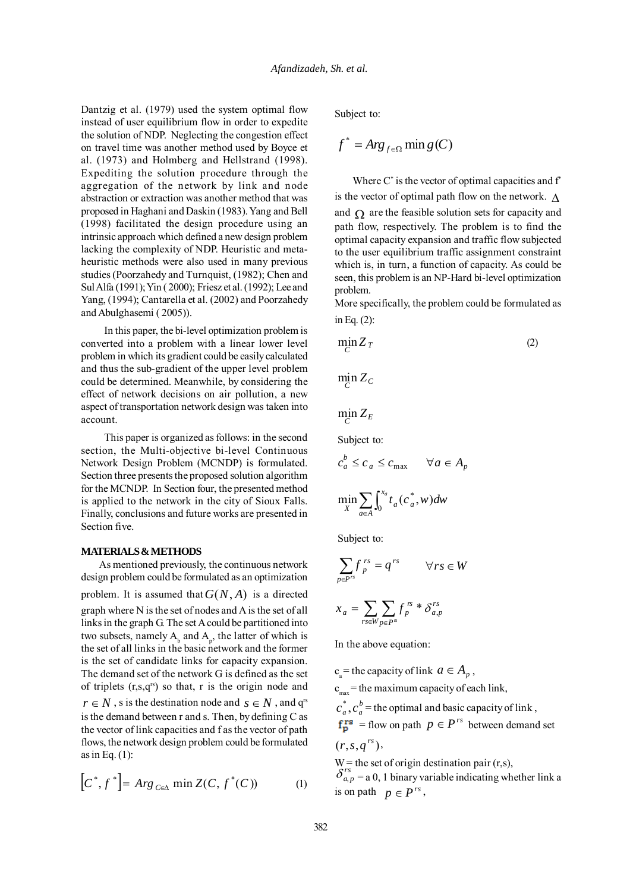Dantzig et al. (1979) used the system optimal flow instead of user equilibrium flow in order to expedite the solution of NDP. Neglecting the congestion effect on travel time was another method used by Boyce et al. (1973) and Holmberg and Hellstrand (1998). Expediting the solution procedure through the aggregation of the network by link and node abstraction or extraction was another method that was proposed in Haghani and Daskin (1983). Yang and Bell (1998) facilitated the design procedure using an intrinsic approach which defined a new design problem lacking the complexity of NDP. Heuristic and meta-heuristic methods were also used in many previous studies (Poorzahedy and Turnquist, (1982); Chen and Sul Alfa (1991); Yin ( 2000); Friesz et al. (1992); Lee and Yang, (1994); Cantarella et al. (2002) and Poorzahedy and Abulghasemi ( 2005)).

In this paper, the bi-level optimization problem is converted into a problem with a linear lower level problem in which its gradient could be easily calculated and thus the sub-gradient of the upper level problem could be determined. Meanwhile, by considering the effect of network decisions on air pollution, a new aspect of transportation network design was taken into account.

This paper is organized as follows: in the second section, the Multi-objective bi-level Continuous Network Design Problem (MCNDP) is formulated. Section three presents the proposed solution algorithm for the MCNDP. In Section four, the presented method is applied to the network in the city of Sioux Falls. Finally, conclusions and future works are presented in Section five.

## MATERIALS & METHODS

As mentioned previously, the continuous network design problem could be formulated as an optimization problem. It is assumed that $G(N, A)$ is a directed graph where N is the set of nodes and A is the set of all links in the graph G. The set A could be partitioned into two subsets, namely $A_b$ and $A_p$, the latter of which is the set of all links in the basic network and the former is the set of candidate links for capacity expansion. The demand set of the network G is defined as the set of triplets $(r,s,q^{rs})$ so that, r is the origin node and $r \in N$, s is the destination node and $s \in N$, and $q^{rs}$ is the demand between r and s. Then, by defining C as the vector of link capacities and f as the vector of path flows, the network design problem could be formulated as in Eq. (1):

$$\left[C^*, f^*\right] = Arg_{C \in \Delta} \min Z(C, f^*(C)) \qquad (1)$$

Subject to:

$$f^* = Arg_{f \in \Omega} \min g(C)$$

Where $C^*$ is the vector of optimal capacities and $f^*$ is the vector of optimal path flow on the network. $\Delta$ and $\Omega$ are the feasible solution sets for capacity and path flow, respectively. The problem is to find the optimal capacity expansion and traffic flow subjected to the user equilibrium traffic assignment constraint which is, in turn, a function of capacity. As could be seen, this problem is an NP-Hard bi-level optimization problem.

More specifically, the problem could be formulated as in Eq. (2):

$$\min_C Z_T \qquad (2)$$

$$\min_C Z_C$$

$$\min_C Z_E$$

Subject to:

$$c_a^b \le c_a \le c_{\max} \qquad \forall a \in A_p$$

$$\min_X \sum_{a \in A} \int_0^{x_a} t_a(c_a^*, w)dw$$

Subject to:

$$\sum_{p \in P^{rs}} f_p^{rs} = q^{rs} \qquad \forall rs \in W$$

$$x_a = \sum_{rs \in W} \sum_{p \in P^{rs}} f_p^{rs} * \delta_{a,p}^{rs}$$

In the above equation:

$c_a$ = the capacity of link $a \in A_p$,

$c_{max}$ = the maximum capacity of each link,

$c_a^*, c_a^b$ = the optimal and basic capacity of link ,

$f_p^{rs}$ = flow on path $p \in P^{rs}$ between demand set $(r, s, q^{rs})$,

W = the set of origin destination pair (r,s),

$\delta_{a,p}^{rs}$ = a 0, 1 binary variable indicating whether link a is on path $p \in P^{rs}$,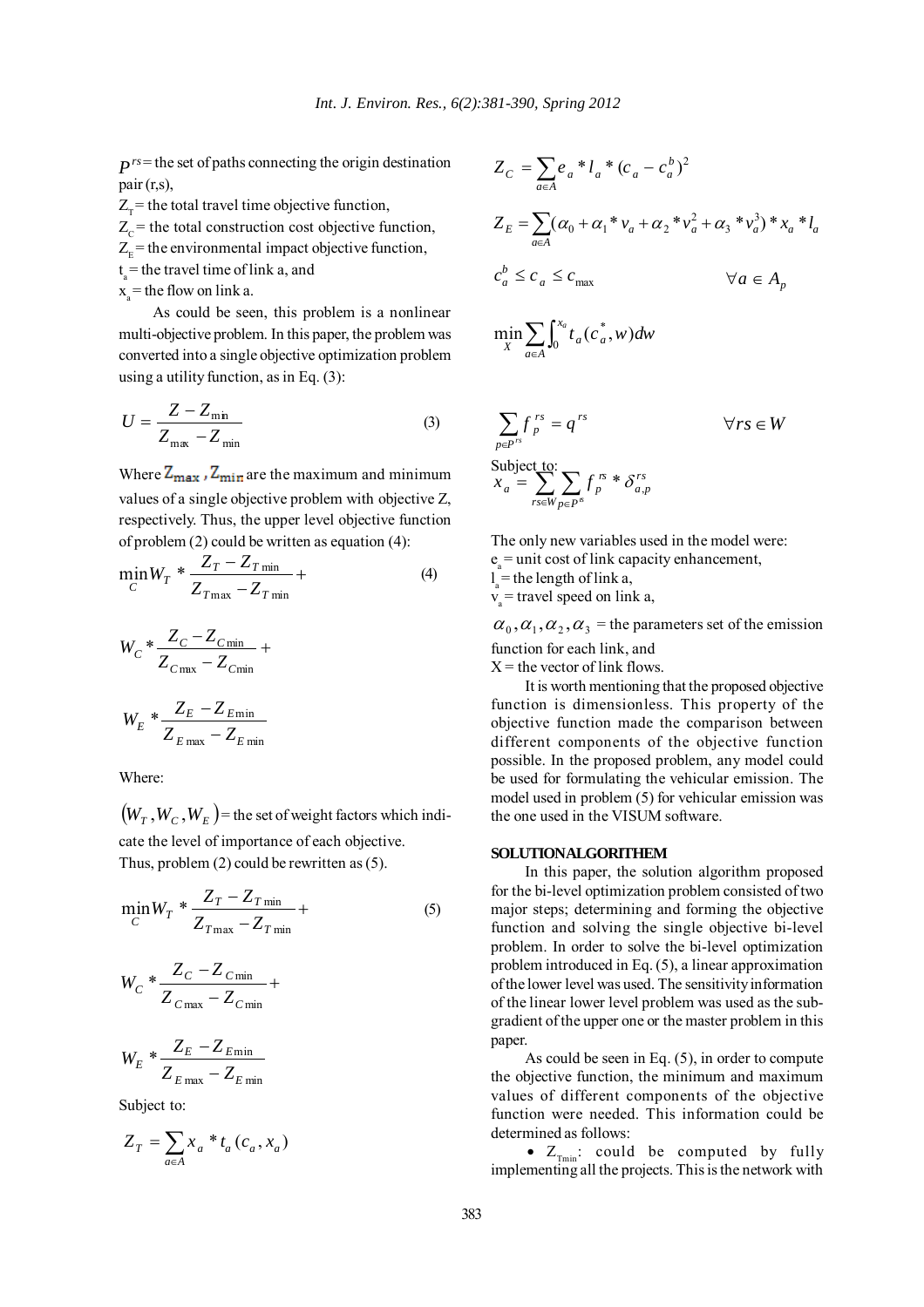$P^{rs}$ = the set of paths connecting the origin destination pair (r,s),

$Z_T$ = the total travel time objective function,

$Z_C$ = the total construction cost objective function,

$Z_E$ = the environmental impact objective function,

$t_a$ = the travel time of link a, and

$x_a$ = the flow on link a.

As could be seen, this problem is a nonlinear multi-objective problem. In this paper, the problem was converted into a single objective optimization problem using a utility function, as in Eq. (3):

$$U = \frac{Z - Z_{\min}}{Z_{\max} - Z_{\min}} \quad (3)$$

Where $Z_{\max}$, $Z_{\min}$ are the maximum and minimum values of a single objective problem with objective Z, respectively. Thus, the upper level objective function of problem (2) could be written as equation (4):

$$\min_C W_T * \frac{Z_T - Z_{T\min}}{Z_{T\max} - Z_{T\min}} + W_C * \frac{Z_C - Z_{C\min}}{Z_{C\max} - Z_{C\min}} + W_E * \frac{Z_E - Z_{E\min}}{Z_{E\max} - Z_{E\min}} \quad (4)$$

Where:

$(W_T, W_C, W_E)$ = the set of weight factors which indicate the level of importance of each objective.

Thus, problem (2) could be rewritten as (5).

$$\min_C W_T * \frac{Z_T - Z_{T\min}}{Z_{T\max} - Z_{T\min}} + W_C * \frac{Z_C - Z_{C\min}}{Z_{C\max} - Z_{C\min}} + W_E * \frac{Z_E - Z_{E\min}}{Z_{E\max} - Z_{E\min}} \quad (5)$$

Subject to:

$$Z_T = \sum_{a \in A} x_a * t_a(c_a, x_a)$$

$$Z_C = \sum_{a \in A} e_a * l_a * (c_a - c_a^b)^2$$

$$Z_E = \sum_{a \in A} (\alpha_0 + \alpha_1 * v_a + \alpha_2 * v_a^2 + \alpha_3 * v_a^3) * x_a * l_a$$

$$c_a^b \le c_a \le c_{\max} \qquad \forall a \in A_p$$

$$\min_X \sum_{a \in A} \int_0^{x_a} t_a(c_a^*, w) dw$$

$$\sum_{p \in P^{rs}} f_p^{rs} = q^{rs} \qquad \forall rs \in W$$

Subject to:

$$x_a = \sum_{rs \in W} \sum_{p \in P^{rs}} f_p^{rs} * \delta_{a,p}^{rs}$$

The only new variables used in the model were:

$e_a$ = unit cost of link capacity enhancement,

$l_a$ = the length of link a,

$v_a$ = travel speed on link a,

$\alpha_0, \alpha_1, \alpha_2, \alpha_3$ = the parameters set of the emission function for each link, and

X = the vector of link flows.

It is worth mentioning that the proposed objective function is dimensionless. This property of the objective function made the comparison between different components of the objective function possible. In the proposed problem, any model could be used for formulating the vehicular emission. The model used in problem (5) for vehicular emission was the one used in the VISUM software.

## SOLUTIONALGORITHEM

In this paper, the solution algorithm proposed for the bi-level optimization problem consisted of two major steps; determining and forming the objective function and solving the single objective bi-level problem. In order to solve the bi-level optimization problem introduced in Eq. (5), a linear approximation of the lower level was used. The sensitivity information of the linear lower level problem was used as the sub-gradient of the upper one or the master problem in this paper.

As could be seen in Eq. (5), in order to compute the objective function, the minimum and maximum values of different components of the objective function were needed. This information could be determined as follows:

- $Z_{T\min}$: could be computed by fully implementing all the projects. This is the network with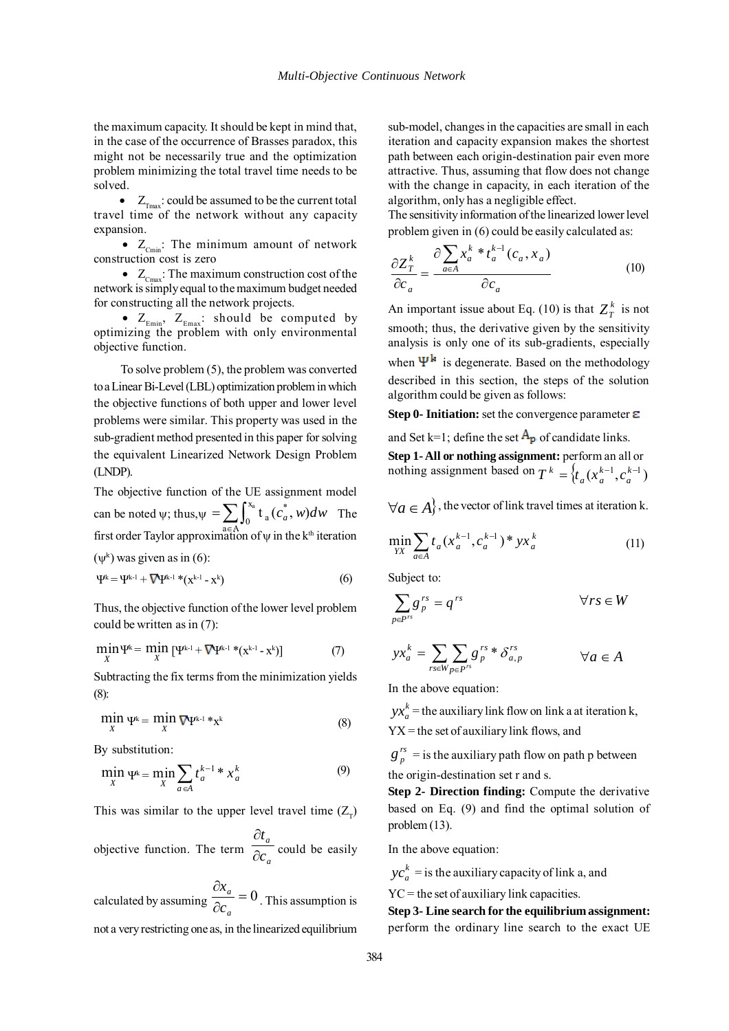the maximum capacity. It should be kept in mind that, in the case of the occurrence of Brasses paradox, this might not be necessarily true and the optimization problem minimizing the total travel time needs to be solved.

- $Z_{Tmax}$: could be assumed to be the current total travel time of the network without any capacity expansion.
- $Z_{Cmin}$: The minimum amount of network construction cost is zero
- $Z_{Cmax}$: The maximum construction cost of the network is simply equal to the maximum budget needed for constructing all the network projects.
- $Z_{Emin}$, $Z_{Emax}$: should be computed by optimizing the problem with only environmental objective function.

To solve problem (5), the problem was converted to a Linear Bi-Level (LBL) optimization problem in which the objective functions of both upper and lower level problems were similar. This property was used in the sub-gradient method presented in this paper for solving the equivalent Linearized Network Design Problem (LNDP).

The objective function of the UE assignment model can be noted ψ; thus, $\psi = \sum_{a \in A} \int_0^{x_a} t_a(c_a^*, w)dw$ The first order Taylor approximation of ψ in the k[th] iteration ($\psi^k$) was given as in (6):

$$\Psi^k = \Psi^{k-1} + \nabla\Psi^{k-1} * (x^{k-1} - x^k) \tag{6}$$

Thus, the objective function of the lower level problem could be written as in (7):

$$\min_X \Psi^k = \min_X \left[\Psi^{k-1} + \nabla\Psi^{k-1} * (x^{k-1} - x^k)\right] \tag{7}$$

Subtracting the fix terms from the minimization yields (8):

$$\min_X \Psi^k = \min_X \nabla\Psi^{k-1} * x^k \tag{8}$$

By substitution:

$$\min_X \Psi^k = \min_X \sum_{a \in A} t_a^{k-1} * x_a^k \tag{9}$$

This was similar to the upper level travel time ($Z_T$) objective function. The term $\frac{\partial t_a}{\partial c_a}$ could be easily calculated by assuming $\frac{\partial x_a}{\partial c_a} = 0$. This assumption is not a very restricting one as, in the linearized equilibrium sub-model, changes in the capacities are small in each iteration and capacity expansion makes the shortest path between each origin-destination pair even more attractive. Thus, assuming that flow does not change with the change in capacity, in each iteration of the algorithm, only has a negligible effect.

The sensitivity information of the linearized lower level problem given in (6) could be easily calculated as:

$$\frac{\partial Z_T^k}{\partial c_a} = \frac{\partial \sum_{a \in A} x_a^k * t_a^{k-1}(c_a, x_a)}{\partial c_a} \tag{10}$$

An important issue about Eq. (10) is that $Z_T^k$ is not smooth; thus, the derivative given by the sensitivity analysis is only one of its sub-gradients, especially when $\Psi^k$ is degenerate. Based on the methodology described in this section, the steps of the solution algorithm could be given as follows:

**Step 0- Initiation:** set the convergence parameter $\varepsilon$ and Set k=1; define the set $A_p$ of candidate links.

**Step 1- All or nothing assignment:** perform an all or nothing assignment based on $T^k = \{t_a(x_a^{k-1}, c_a^{k-1}) \; \forall a \in A\}$, the vector of link travel times at iteration k.

$$\min_{YX} \sum_{a \in A} t_a(x_a^{k-1}, c_a^{k-1}) * yx_a^k \tag{11}$$

Subject to:

$$\sum_{p \in P^{rs}} g_p^{rs} = q^{rs} \qquad \forall rs \in W$$

$$yx_a^k = \sum_{rs \in W} \sum_{p \in P^{rs}} g_p^{rs} * \delta_{a,p}^{rs} \qquad \forall a \in A$$

In the above equation:

$yx_a^k$ = the auxiliary link flow on link a at iteration k,

YX = the set of auxiliary link flows, and

$g_p^{rs}$ = is the auxiliary path flow on path p between the origin-destination set r and s.

**Step 2- Direction finding:** Compute the derivative based on Eq. (9) and find the optimal solution of problem (13).

In the above equation:

$yc_a^k$ = is the auxiliary capacity of link a, and

YC = the set of auxiliary link capacities.

**Step 3- Line search for the equilibrium assignment:** perform the ordinary line search to the exact UE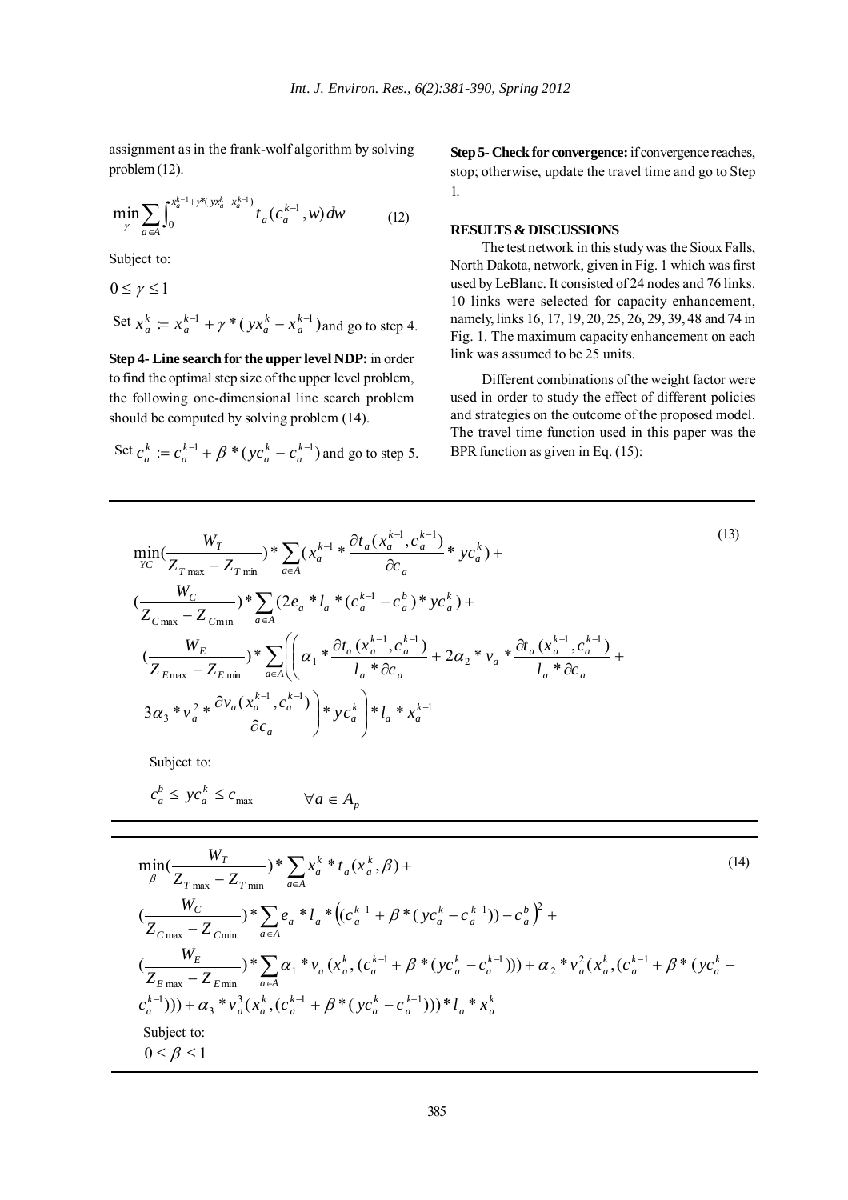assignment as in the frank-wolf algorithm by solving problem (12).

$$\min_{\gamma} \sum_{a \in A} \int_0^{x_a^{k-1}+\gamma^*(yx_a^k - x_a^{k-1})} t_a(c_a^{k-1}, w)\, dw \qquad (12)$$

Subject to:

$0 \le \gamma \le 1$

Set $x_a^k := x_a^{k-1} + \gamma * (yx_a^k - x_a^{k-1})$ and go to step 4.

**Step 4- Line search for the upper level NDP:** in order to find the optimal step size of the upper level problem, the following one-dimensional line search problem should be computed by solving problem (14).

Set $c_a^k := c_a^{k-1} + \beta * (yc_a^k - c_a^{k-1})$ and go to step 5.

**Step 5- Check for convergence:** if convergence reaches, stop; otherwise, update the travel time and go to Step 1.

## RESULTS & DISCUSSIONS

The test network in this study was the Sioux Falls, North Dakota, network, given in Fig. 1 which was first used by LeBlanc. It consisted of 24 nodes and 76 links. 10 links were selected for capacity enhancement, namely, links 16, 17, 19, 20, 25, 26, 29, 39, 48 and 74 in Fig. 1. The maximum capacity enhancement on each link was assumed to be 25 units.

Different combinations of the weight factor were used in order to study the effect of different policies and strategies on the outcome of the proposed model. The travel time function used in this paper was the BPR function as given in Eq. (15):

$$\begin{aligned}
&\min_{YC}\left(\frac{W_T}{Z_{T\max} - Z_{T\min}}\right) * \sum_{a \in A}\left(x_a^{k-1} * \frac{\partial t_a(x_a^{k-1}, c_a^{k-1})}{\partial c_a} * yc_a^k\right) + \\
&\left(\frac{W_C}{Z_{C\max} - Z_{C\min}}\right) * \sum_{a \in A}\left(2e_a * l_a * (c_a^{k-1} - c_a^b) * yc_a^k\right) + \\
&\left(\frac{W_E}{Z_{E\max} - Z_{E\min}}\right) * \sum_{a \in A}\left(\left(\alpha_1 * \frac{\partial t_a(x_a^{k-1}, c_a^{k-1})}{l_a * \partial c_a} + 2\alpha_2 * v_a * \frac{\partial t_a(x_a^{k-1}, c_a^{k-1})}{l_a * \partial c_a} + \right.\right. \\
&\left.\left. 3\alpha_3 * v_a^2 * \frac{\partial v_a(x_a^{k-1}, c_a^{k-1})}{\partial c_a}\right) * yc_a^k\right) * l_a * x_a^{k-1}
\end{aligned} \qquad (13)$$

Subject to:

$$c_a^b \le yc_a^k \le c_{\max} \qquad \forall a \in A_p$$

$$\begin{aligned}
&\min_{\beta}\left(\frac{W_T}{Z_{T\max} - Z_{T\min}}\right) * \sum_{a \in A} x_a^k * t_a(x_a^k, \beta) + \\
&\left(\frac{W_C}{Z_{C\max} - Z_{C\min}}\right) * \sum_{a \in A} e_a * l_a * \left((c_a^{k-1} + \beta * (yc_a^k - c_a^{k-1})) - c_a^b\right)^2 + \\
&\left(\frac{W_E}{Z_{E\max} - Z_{E\min}}\right) * \sum_{a \in A} \alpha_1 * v_a(x_a^k, (c_a^{k-1} + \beta * (yc_a^k - c_a^{k-1}))) + \alpha_2 * v_a^2(x_a^k, (c_a^{k-1} + \beta * (yc_a^k - \\
&c_a^{k-1}))) + \alpha_3 * v_a^3(x_a^k, (c_a^{k-1} + \beta * (yc_a^k - c_a^{k-1}))) * l_a * x_a^k
\end{aligned} \qquad (14)$$

Subject to:

$0 \le \beta \le 1$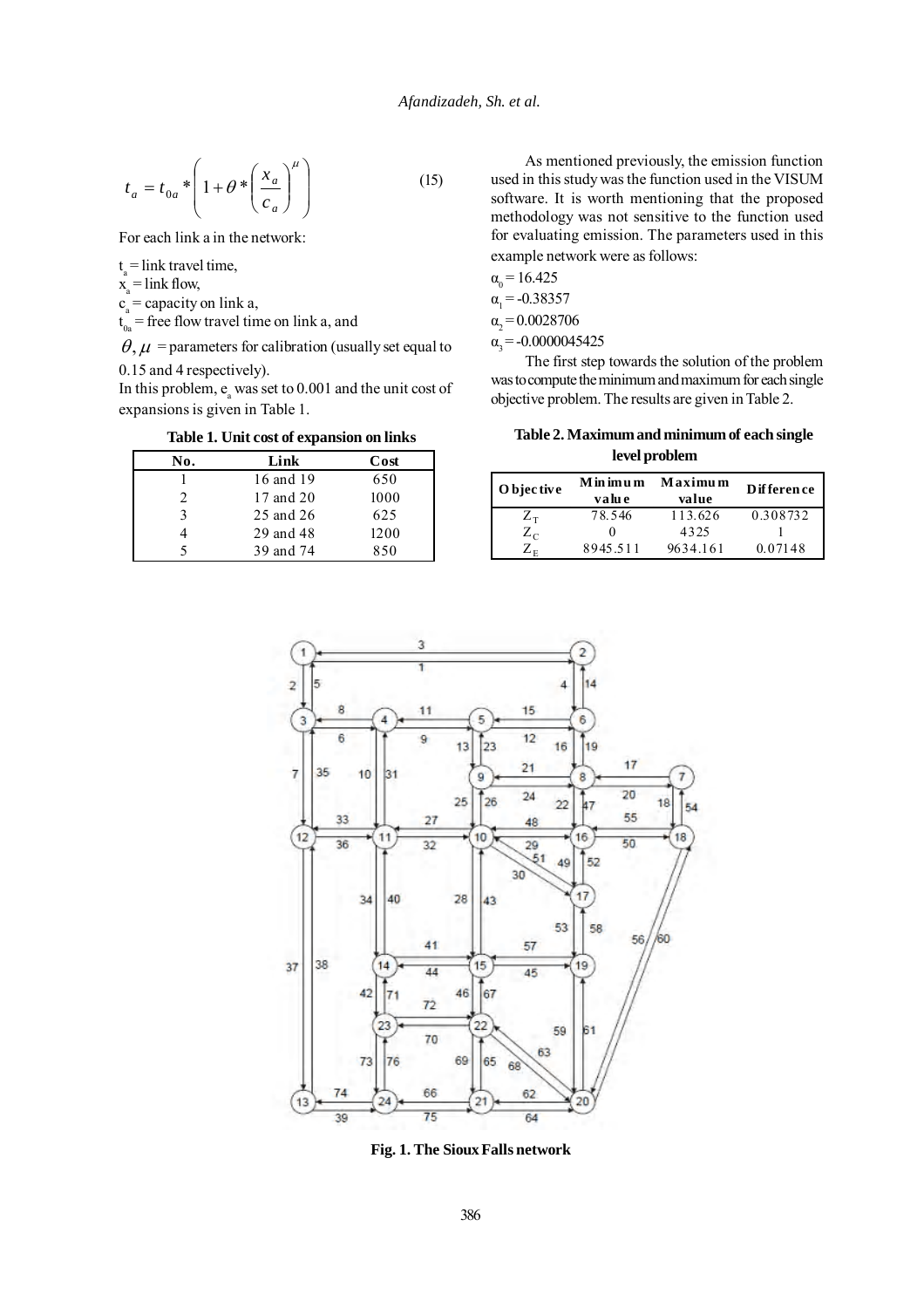$$t_a = t_{0a} * \left( 1 + \theta * \left( \frac{x_a}{c_a} \right)^{\mu} \right) \quad (15)$$

For each link a in the network:

$t_a$ = link travel time,
$x_a$ = link flow,
$c_a$ = capacity on link a,
$t_{0a}$ = free flow travel time on link a, and
$\theta, \mu$ = parameters for calibration (usually set equal to 0.15 and 4 respectively).

In this problem, $e_a$ was set to 0.001 and the unit cost of expansions is given in Table 1.

**Table 1. Unit cost of expansion on links**

| No. | Link | Cost |
|---|---|---|
| 1 | 16 and 19 | 650 |
| 2 | 17 and 20 | 1000 |
| 3 | 25 and 26 | 625 |
| 4 | 29 and 48 | 1200 |
| 5 | 39 and 74 | 850 |

As mentioned previously, the emission function used in this study was the function used in the VISUM software. It is worth mentioning that the proposed methodology was not sensitive to the function used for evaluating emission. The parameters used in this example network were as follows:

$\alpha_0 = 16.425$
$\alpha_1 = -0.38357$
$\alpha_2 = 0.0028706$
$\alpha_3 = -0.0000045425$

The first step towards the solution of the problem was to compute the minimum and maximum for each single objective problem. The results are given in Table 2.

**Table 2. Maximum and minimum of each single level problem**

| Objective | Minimum value | Maximum value | Difference |
|---|---|---|---|
| $Z_T$ | 78.546 | 113.626 | 0.308732 |
| $Z_C$ | 0 | 4325 | 1 |
| $Z_E$ | 8945.511 | 9634.161 | 0.07148 |

**Fig. 1. The Sioux Falls network**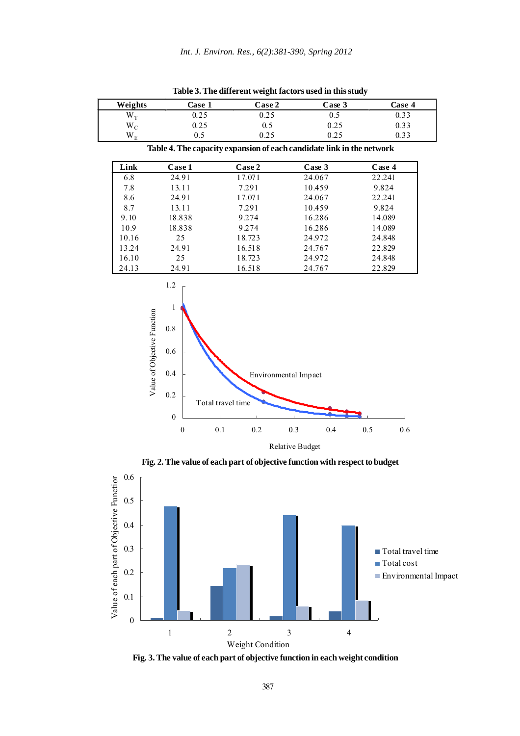Table 3. The different weight factors used in this study

| Weights | Case 1 | Case 2 | Case 3 | Case 4 |
|---|---|---|---|---|
| $W_T$ | 0.25 | 0.25 | 0.5 | 0.33 |
| $W_C$ | 0.25 | 0.5 | 0.25 | 0.33 |
| $W_E$ | 0.5 | 0.25 | 0.25 | 0.33 |

Table 4. The capacity expansion of each candidate link in the network

| Link | Case 1 | Case 2 | Case 3 | Case 4 |
|---|---|---|---|---|
| 6.8 | 24.91 | 17.071 | 24.067 | 22.241 |
| 7.8 | 13.11 | 7.291 | 10.459 | 9.824 |
| 8.6 | 24.91 | 17.071 | 24.067 | 22.241 |
| 8.7 | 13.11 | 7.291 | 10.459 | 9.824 |
| 9.10 | 18.838 | 9.274 | 16.286 | 14.089 |
| 10.9 | 18.838 | 9.274 | 16.286 | 14.089 |
| 10.16 | 25 | 18.723 | 24.972 | 24.848 |
| 13.24 | 24.91 | 16.518 | 24.767 | 22.829 |
| 16.10 | 25 | 18.723 | 24.972 | 24.848 |
| 24.13 | 24.91 | 16.518 | 24.767 | 22.829 |

Fig. 2. The value of each part of objective function with respect to budget

Fig. 3. The value of each part of objective function in each weight condition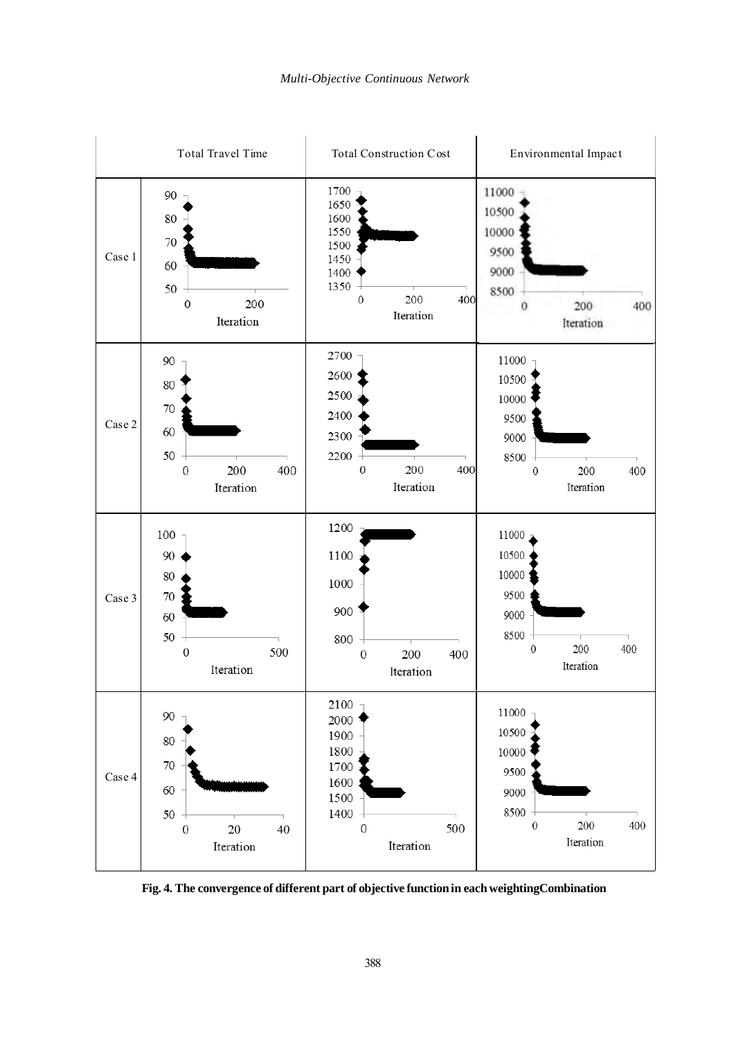| | Total Travel Time | Total Construction Cost | Environmental Impact |
|---|---|---|---|
| Case 1 | | | |
| Case 2 | | | |
| Case 3 | | | |
| Case 4 | | | |

**Fig. 4. The convergence of different part of objective function in each weightingCombination**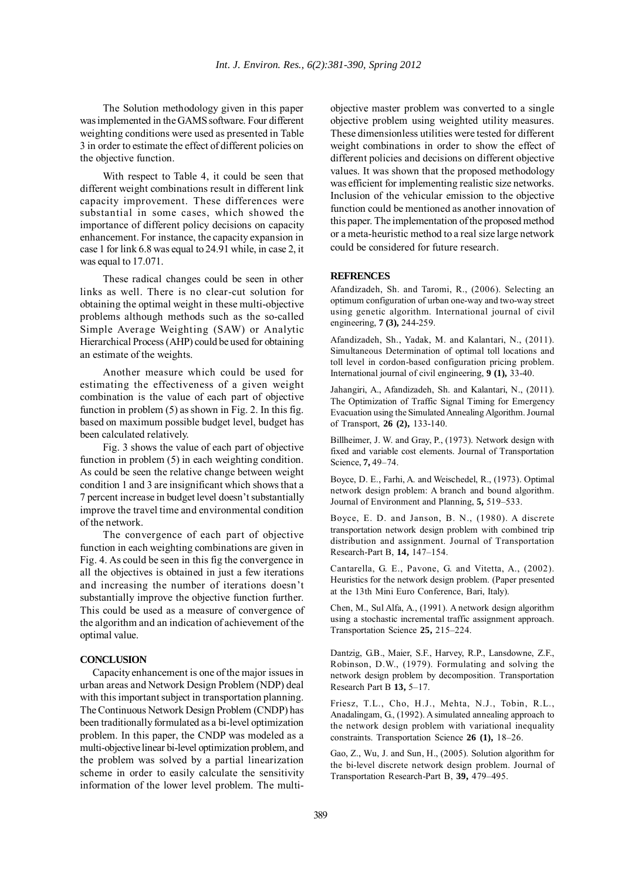The Solution methodology given in this paper was implemented in the GAMS software. Four different weighting conditions were used as presented in Table 3 in order to estimate the effect of different policies on the objective function.

With respect to Table 4, it could be seen that different weight combinations result in different link capacity improvement. These differences were substantial in some cases, which showed the importance of different policy decisions on capacity enhancement. For instance, the capacity expansion in case 1 for link 6.8 was equal to 24.91 while, in case 2, it was equal to 17.071.

These radical changes could be seen in other links as well. There is no clear-cut solution for obtaining the optimal weight in these multi-objective problems although methods such as the so-called Simple Average Weighting (SAW) or Analytic Hierarchical Process (AHP) could be used for obtaining an estimate of the weights.

Another measure which could be used for estimating the effectiveness of a given weight combination is the value of each part of objective function in problem (5) as shown in Fig. 2. In this fig. based on maximum possible budget level, budget has been calculated relatively.

Fig. 3 shows the value of each part of objective function in problem (5) in each weighting condition. As could be seen the relative change between weight condition 1 and 3 are insignificant which shows that a 7 percent increase in budget level doesn't substantially improve the travel time and environmental condition of the network.

The convergence of each part of objective function in each weighting combinations are given in Fig. 4. As could be seen in this fig the convergence in all the objectives is obtained in just a few iterations and increasing the number of iterations doesn't substantially improve the objective function further. This could be used as a measure of convergence of the algorithm and an indication of achievement of the optimal value.

## CONCLUSION

Capacity enhancement is one of the major issues in urban areas and Network Design Problem (NDP) deal with this important subject in transportation planning. The Continuous Network Design Problem (CNDP) has been traditionally formulated as a bi-level optimization problem. In this paper, the CNDP was modeled as a multi-objective linear bi-level optimization problem, and the problem was solved by a partial linearization scheme in order to easily calculate the sensitivity information of the lower level problem. The multi-objective master problem was converted to a single objective problem using weighted utility measures. These dimensionless utilities were tested for different weight combinations in order to show the effect of different policies and decisions on different objective values. It was shown that the proposed methodology was efficient for implementing realistic size networks. Inclusion of the vehicular emission to the objective function could be mentioned as another innovation of this paper. The implementation of the proposed method or a meta-heuristic method to a real size large network could be considered for future research.

## REFRENCES

Afandizadeh, Sh. and Taromi, R., (2006). Selecting an optimum configuration of urban one-way and two-way street using genetic algorithm. International journal of civil engineering, **7 (3),** 244-259.

Afandizadeh, Sh., Yadak, M. and Kalantari, N., (2011). Simultaneous Determination of optimal toll locations and toll level in cordon-based configuration pricing problem. International journal of civil engineering, **9 (1),** 33-40.

Jahangiri, A., Afandizadeh, Sh. and Kalantari, N., (2011). The Optimization of Traffic Signal Timing for Emergency Evacuation using the Simulated Annealing Algorithm. Journal of Transport, **26 (2),** 133-140.

Billheimer, J. W. and Gray, P., (1973). Network design with fixed and variable cost elements. Journal of Transportation Science, **7,** 49–74.

Boyce, D. E., Farhi, A. and Weischedel, R., (1973). Optimal network design problem: A branch and bound algorithm. Journal of Environment and Planning, **5,** 519–533.

Boyce, E. D. and Janson, B. N., (1980). A discrete transportation network design problem with combined trip distribution and assignment. Journal of Transportation Research-Part B, **14,** 147–154.

Cantarella, G. E., Pavone, G. and Vitetta, A., (2002). Heuristics for the network design problem. (Paper presented at the 13th Mini Euro Conference, Bari, Italy).

Chen, M., Sul Alfa, A., (1991). A network design algorithm using a stochastic incremental traffic assignment approach. Transportation Science **25,** 215–224.

Dantzig, G.B., Maier, S.F., Harvey, R.P., Lansdowne, Z.F., Robinson, D.W., (1979). Formulating and solving the network design problem by decomposition. Transportation Research Part B **13,** 5–17.

Friesz, T.L., Cho, H.J., Mehta, N.J., Tobin, R.L., Anadalingam, G., (1992). A simulated annealing approach to the network design problem with variational inequality constraints. Transportation Science **26 (1),** 18–26.

Gao, Z., Wu, J. and Sun, H., (2005). Solution algorithm for the bi-level discrete network design problem. Journal of Transportation Research-Part B, **39,** 479–495.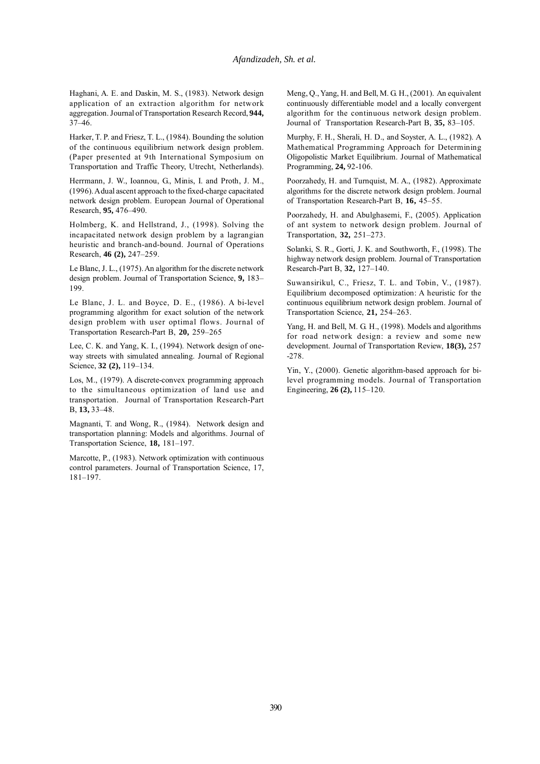Haghani, A. E. and Daskin, M. S., (1983). Network design application of an extraction algorithm for network aggregation. Journal of Transportation Research Record, **944,** 37–46.

Harker, T. P. and Friesz, T. L., (1984). Bounding the solution of the continuous equilibrium network design problem. (Paper presented at 9th International Symposium on Transportation and Traffic Theory, Utrecht, Netherlands).

Herrmann, J. W., Ioannou, G., Minis, I. and Proth, J. M., (1996). A dual ascent approach to the fixed-charge capacitated network design problem. European Journal of Operational Research, **95,** 476–490.

Holmberg, K. and Hellstrand, J., (1998). Solving the incapacitated network design problem by a lagrangian heuristic and branch-and-bound. Journal of Operations Research, **46 (2),** 247–259.

Le Blanc, J. L., (1975). An algorithm for the discrete network design problem. Journal of Transportation Science, **9,** 183–199.

Le Blanc, J. L. and Boyce, D. E., (1986). A bi-level programming algorithm for exact solution of the network design problem with user optimal flows. Journal of Transportation Research-Part B, **20,** 259–265

Lee, C. K. and Yang, K. I., (1994). Network design of one-way streets with simulated annealing. Journal of Regional Science, **32 (2),** 119–134.

Los, M., (1979). A discrete-convex programming approach to the simultaneous optimization of land use and transportation. Journal of Transportation Research-Part B, **13,** 33–48.

Magnanti, T. and Wong, R., (1984). Network design and transportation planning: Models and algorithms. Journal of Transportation Science, **18,** 181–197.

Marcotte, P., (1983). Network optimization with continuous control parameters. Journal of Transportation Science, 17, 181–197.

Meng, Q., Yang, H. and Bell, M. G. H., (2001). An equivalent continuously differentiable model and a locally convergent algorithm for the continuous network design problem. Journal of Transportation Research-Part B, **35,** 83–105.

Murphy, F. H., Sherali, H. D., and Soyster, A. L., (1982). A Mathematical Programming Approach for Determining Oligopolistic Market Equilibrium. Journal of Mathematical Programming, **24,** 92-106.

Poorzahedy, H. and Turnquist, M. A., (1982). Approximate algorithms for the discrete network design problem. Journal of Transportation Research-Part B, **16,** 45–55.

Poorzahedy, H. and Abulghasemi, F., (2005). Application of ant system to network design problem. Journal of Transportation, **32,** 251–273.

Solanki, S. R., Gorti, J. K. and Southworth, F., (1998). The highway network design problem. Journal of Transportation Research-Part B, **32,** 127–140.

Suwansirikul, C., Friesz, T. L. and Tobin, V., (1987). Equilibrium decomposed optimization: A heuristic for the continuous equilibrium network design problem. Journal of Transportation Science, **21,** 254–263.

Yang, H. and Bell, M. G. H., (1998). Models and algorithms for road network design: a review and some new development. Journal of Transportation Review, **18(3),** 257 -278.

Yin, Y., (2000). Genetic algorithm-based approach for bi-level programming models. Journal of Transportation Engineering, **26 (2),** 115–120.